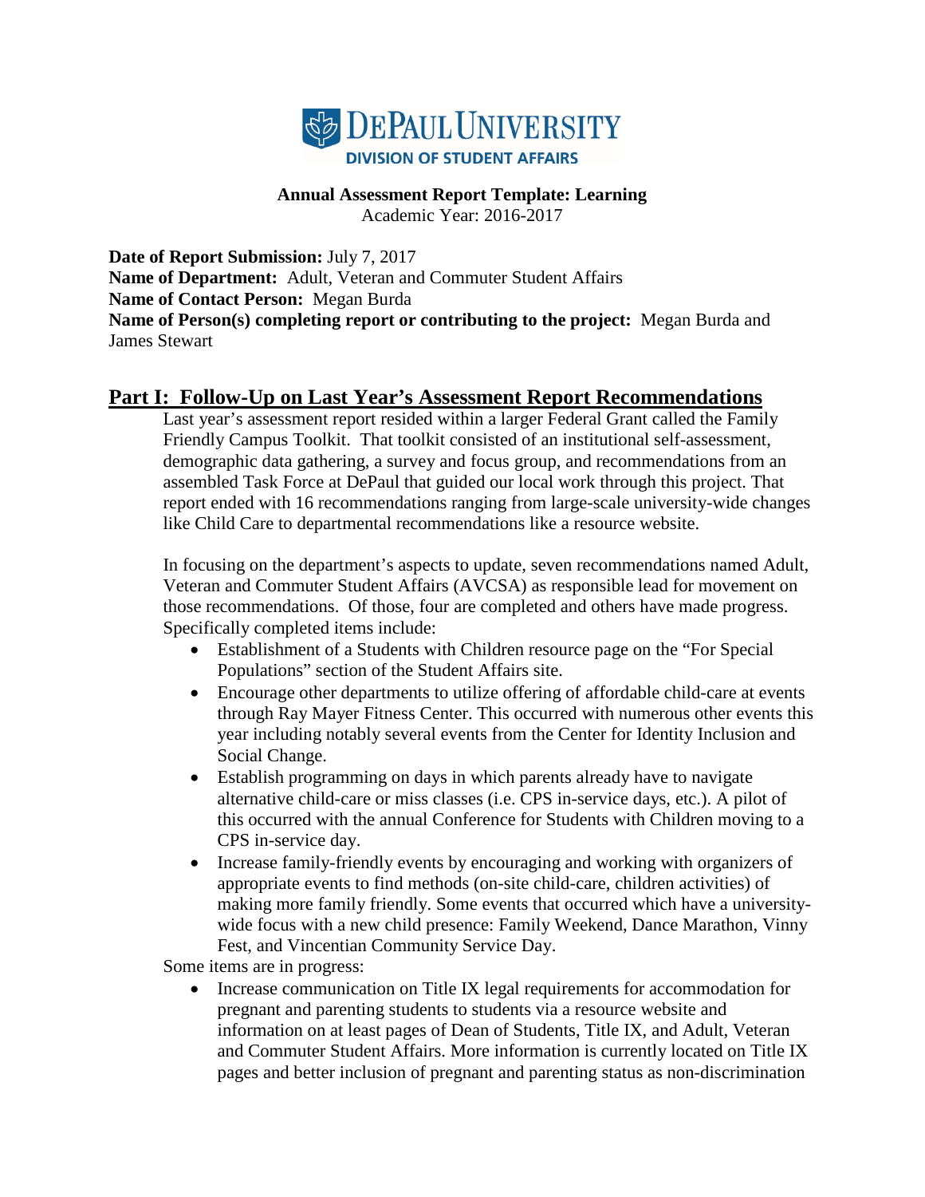DePaul University
DIVISION OF STUDENT AFFAIRS

**Annual Assessment Report Template: Learning**
Academic Year: 2016-2017

**Date of Report Submission:** July 7, 2017
**Name of Department:** Adult, Veteran and Commuter Student Affairs
**Name of Contact Person:** Megan Burda
**Name of Person(s) completing report or contributing to the project:** Megan Burda and James Stewart

## Part I: Follow-Up on Last Year's Assessment Report Recommendations

Last year's assessment report resided within a larger Federal Grant called the Family Friendly Campus Toolkit. That toolkit consisted of an institutional self-assessment, demographic data gathering, a survey and focus group, and recommendations from an assembled Task Force at DePaul that guided our local work through this project. That report ended with 16 recommendations ranging from large-scale university-wide changes like Child Care to departmental recommendations like a resource website.

In focusing on the department's aspects to update, seven recommendations named Adult, Veteran and Commuter Student Affairs (AVCSA) as responsible lead for movement on those recommendations. Of those, four are completed and others have made progress. Specifically completed items include:

- Establishment of a Students with Children resource page on the "For Special Populations" section of the Student Affairs site.
- Encourage other departments to utilize offering of affordable child-care at events through Ray Mayer Fitness Center. This occurred with numerous other events this year including notably several events from the Center for Identity Inclusion and Social Change.
- Establish programming on days in which parents already have to navigate alternative child-care or miss classes (i.e. CPS in-service days, etc.). A pilot of this occurred with the annual Conference for Students with Children moving to a CPS in-service day.
- Increase family-friendly events by encouraging and working with organizers of appropriate events to find methods (on-site child-care, children activities) of making more family friendly. Some events that occurred which have a university-wide focus with a new child presence: Family Weekend, Dance Marathon, Vinny Fest, and Vincentian Community Service Day.

Some items are in progress:

- Increase communication on Title IX legal requirements for accommodation for pregnant and parenting students to students via a resource website and information on at least pages of Dean of Students, Title IX, and Adult, Veteran and Commuter Student Affairs. More information is currently located on Title IX pages and better inclusion of pregnant and parenting status as non-discrimination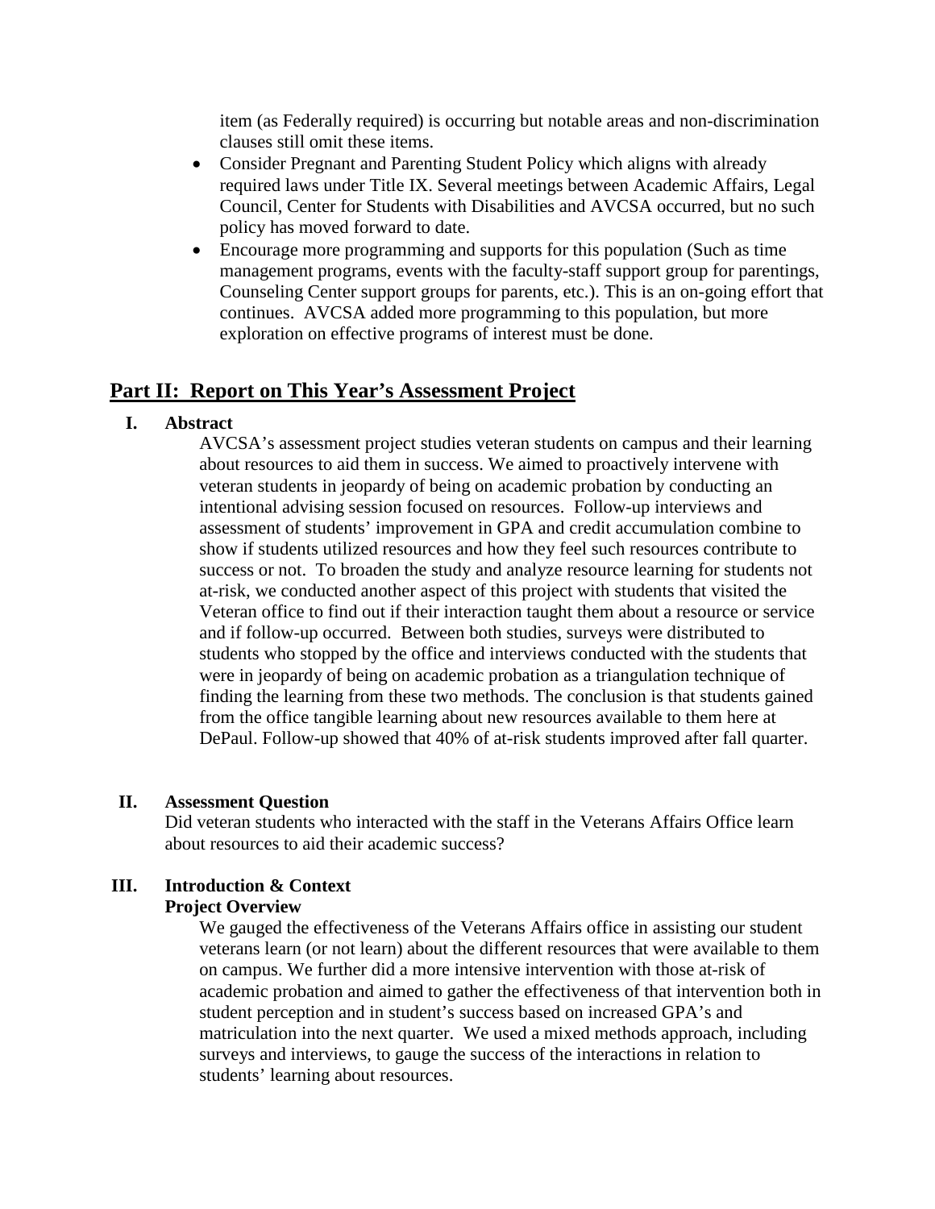item (as Federally required) is occurring but notable areas and non-discrimination clauses still omit these items.

- Consider Pregnant and Parenting Student Policy which aligns with already required laws under Title IX. Several meetings between Academic Affairs, Legal Council, Center for Students with Disabilities and AVCSA occurred, but no such policy has moved forward to date.
- Encourage more programming and supports for this population (Such as time management programs, events with the faculty-staff support group for parentings, Counseling Center support groups for parents, etc.). This is an on-going effort that continues. AVCSA added more programming to this population, but more exploration on effective programs of interest must be done.

## Part II: Report on This Year's Assessment Project

### I. Abstract

AVCSA's assessment project studies veteran students on campus and their learning about resources to aid them in success. We aimed to proactively intervene with veteran students in jeopardy of being on academic probation by conducting an intentional advising session focused on resources. Follow-up interviews and assessment of students' improvement in GPA and credit accumulation combine to show if students utilized resources and how they feel such resources contribute to success or not. To broaden the study and analyze resource learning for students not at-risk, we conducted another aspect of this project with students that visited the Veteran office to find out if their interaction taught them about a resource or service and if follow-up occurred. Between both studies, surveys were distributed to students who stopped by the office and interviews conducted with the students that were in jeopardy of being on academic probation as a triangulation technique of finding the learning from these two methods. The conclusion is that students gained from the office tangible learning about new resources available to them here at DePaul. Follow-up showed that 40% of at-risk students improved after fall quarter.

### II. Assessment Question

Did veteran students who interacted with the staff in the Veterans Affairs Office learn about resources to aid their academic success?

### III. Introduction & Context

**Project Overview**

We gauged the effectiveness of the Veterans Affairs office in assisting our student veterans learn (or not learn) about the different resources that were available to them on campus. We further did a more intensive intervention with those at-risk of academic probation and aimed to gather the effectiveness of that intervention both in student perception and in student's success based on increased GPA's and matriculation into the next quarter. We used a mixed methods approach, including surveys and interviews, to gauge the success of the interactions in relation to students' learning about resources.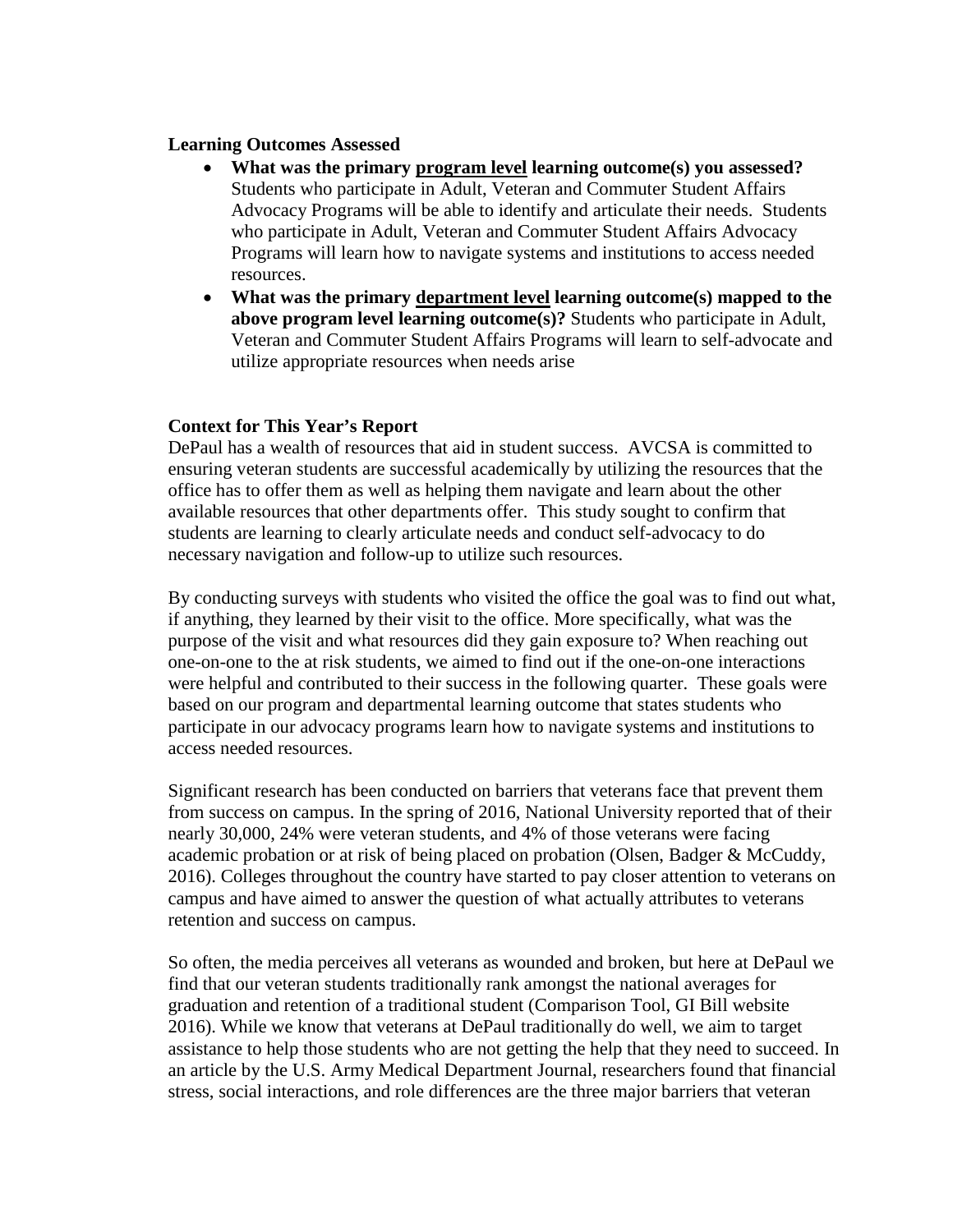**Learning Outcomes Assessed**

- **What was the primary program level learning outcome(s) you assessed?** Students who participate in Adult, Veteran and Commuter Student Affairs Advocacy Programs will be able to identify and articulate their needs. Students who participate in Adult, Veteran and Commuter Student Affairs Advocacy Programs will learn how to navigate systems and institutions to access needed resources.
- **What was the primary department level learning outcome(s) mapped to the above program level learning outcome(s)?** Students who participate in Adult, Veteran and Commuter Student Affairs Programs will learn to self-advocate and utilize appropriate resources when needs arise

**Context for This Year's Report**

DePaul has a wealth of resources that aid in student success. AVCSA is committed to ensuring veteran students are successful academically by utilizing the resources that the office has to offer them as well as helping them navigate and learn about the other available resources that other departments offer. This study sought to confirm that students are learning to clearly articulate needs and conduct self-advocacy to do necessary navigation and follow-up to utilize such resources.

By conducting surveys with students who visited the office the goal was to find out what, if anything, they learned by their visit to the office. More specifically, what was the purpose of the visit and what resources did they gain exposure to? When reaching out one-on-one to the at risk students, we aimed to find out if the one-on-one interactions were helpful and contributed to their success in the following quarter. These goals were based on our program and departmental learning outcome that states students who participate in our advocacy programs learn how to navigate systems and institutions to access needed resources.

Significant research has been conducted on barriers that veterans face that prevent them from success on campus. In the spring of 2016, National University reported that of their nearly 30,000, 24% were veteran students, and 4% of those veterans were facing academic probation or at risk of being placed on probation (Olsen, Badger & McCuddy, 2016). Colleges throughout the country have started to pay closer attention to veterans on campus and have aimed to answer the question of what actually attributes to veterans retention and success on campus.

So often, the media perceives all veterans as wounded and broken, but here at DePaul we find that our veteran students traditionally rank amongst the national averages for graduation and retention of a traditional student (Comparison Tool, GI Bill website 2016). While we know that veterans at DePaul traditionally do well, we aim to target assistance to help those students who are not getting the help that they need to succeed. In an article by the U.S. Army Medical Department Journal, researchers found that financial stress, social interactions, and role differences are the three major barriers that veteran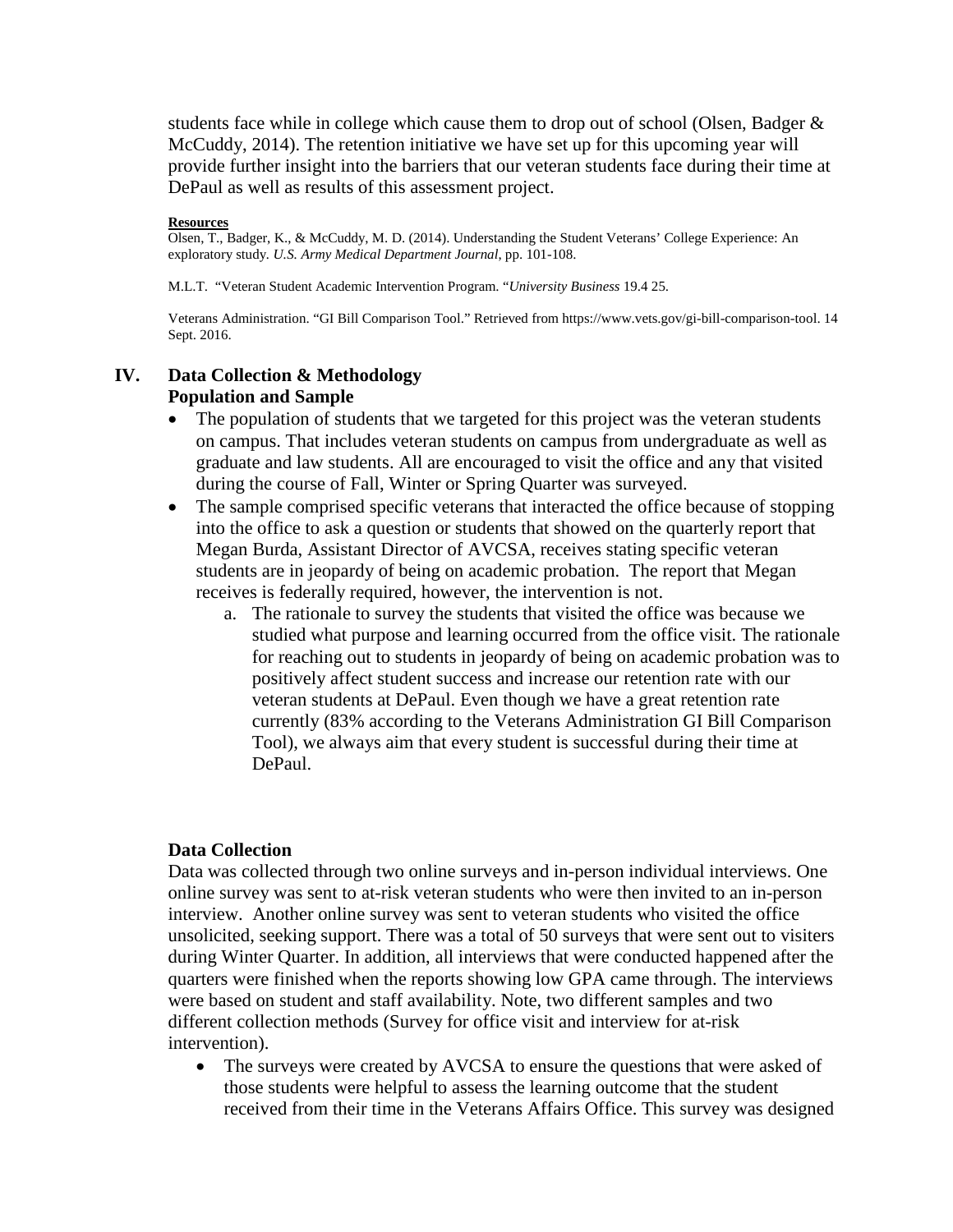students face while in college which cause them to drop out of school (Olsen, Badger & McCuddy, 2014). The retention initiative we have set up for this upcoming year will provide further insight into the barriers that our veteran students face during their time at DePaul as well as results of this assessment project.

**Resources**

Olsen, T., Badger, K., & McCuddy, M. D. (2014). Understanding the Student Veterans' College Experience: An exploratory study. *U.S. Army Medical Department Journal*, pp. 101-108.

M.L.T. "Veteran Student Academic Intervention Program. "*University Business* 19.4 25.

Veterans Administration. "GI Bill Comparison Tool." Retrieved from https://www.vets.gov/gi-bill-comparison-tool. 14 Sept. 2016.

## IV. Data Collection & Methodology

### Population and Sample

- The population of students that we targeted for this project was the veteran students on campus. That includes veteran students on campus from undergraduate as well as graduate and law students. All are encouraged to visit the office and any that visited during the course of Fall, Winter or Spring Quarter was surveyed.
- The sample comprised specific veterans that interacted the office because of stopping into the office to ask a question or students that showed on the quarterly report that Megan Burda, Assistant Director of AVCSA, receives stating specific veteran students are in jeopardy of being on academic probation. The report that Megan receives is federally required, however, the intervention is not.
    a. The rationale to survey the students that visited the office was because we studied what purpose and learning occurred from the office visit. The rationale for reaching out to students in jeopardy of being on academic probation was to positively affect student success and increase our retention rate with our veteran students at DePaul. Even though we have a great retention rate currently (83% according to the Veterans Administration GI Bill Comparison Tool), we always aim that every student is successful during their time at DePaul.

### Data Collection

Data was collected through two online surveys and in-person individual interviews. One online survey was sent to at-risk veteran students who were then invited to an in-person interview. Another online survey was sent to veteran students who visited the office unsolicited, seeking support. There was a total of 50 surveys that were sent out to visiters during Winter Quarter. In addition, all interviews that were conducted happened after the quarters were finished when the reports showing low GPA came through. The interviews were based on student and staff availability. Note, two different samples and two different collection methods (Survey for office visit and interview for at-risk intervention).

- The surveys were created by AVCSA to ensure the questions that were asked of those students were helpful to assess the learning outcome that the student received from their time in the Veterans Affairs Office. This survey was designed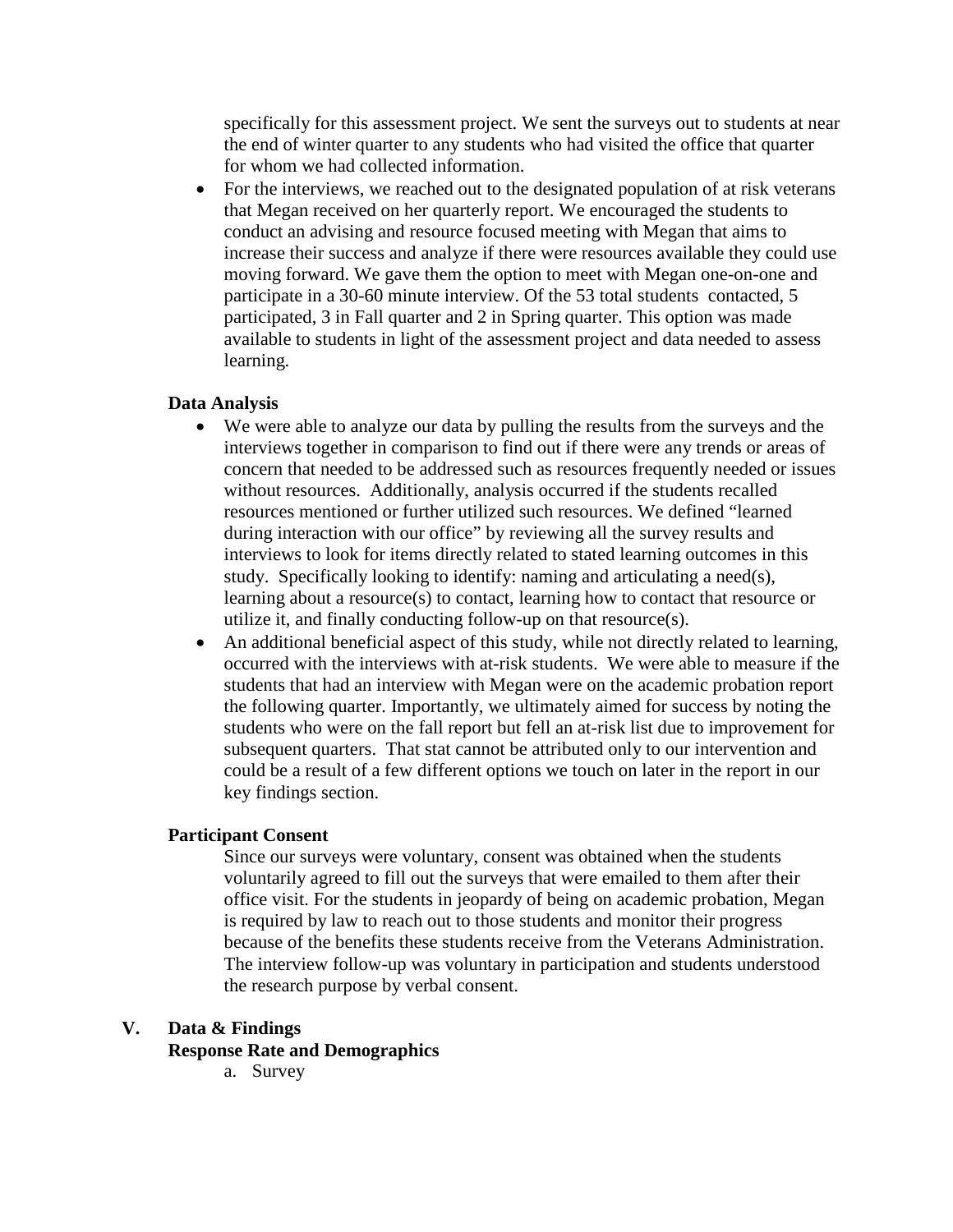specifically for this assessment project. We sent the surveys out to students at near the end of winter quarter to any students who had visited the office that quarter for whom we had collected information.

- For the interviews, we reached out to the designated population of at risk veterans that Megan received on her quarterly report. We encouraged the students to conduct an advising and resource focused meeting with Megan that aims to increase their success and analyze if there were resources available they could use moving forward. We gave them the option to meet with Megan one-on-one and participate in a 30-60 minute interview. Of the 53 total students contacted, 5 participated, 3 in Fall quarter and 2 in Spring quarter. This option was made available to students in light of the assessment project and data needed to assess learning.

**Data Analysis**

- We were able to analyze our data by pulling the results from the surveys and the interviews together in comparison to find out if there were any trends or areas of concern that needed to be addressed such as resources frequently needed or issues without resources. Additionally, analysis occurred if the students recalled resources mentioned or further utilized such resources. We defined "learned during interaction with our office" by reviewing all the survey results and interviews to look for items directly related to stated learning outcomes in this study. Specifically looking to identify: naming and articulating a need(s), learning about a resource(s) to contact, learning how to contact that resource or utilize it, and finally conducting follow-up on that resource(s).
- An additional beneficial aspect of this study, while not directly related to learning, occurred with the interviews with at-risk students. We were able to measure if the students that had an interview with Megan were on the academic probation report the following quarter. Importantly, we ultimately aimed for success by noting the students who were on the fall report but fell an at-risk list due to improvement for subsequent quarters. That stat cannot be attributed only to our intervention and could be a result of a few different options we touch on later in the report in our key findings section.

**Participant Consent**

Since our surveys were voluntary, consent was obtained when the students voluntarily agreed to fill out the surveys that were emailed to them after their office visit. For the students in jeopardy of being on academic probation, Megan is required by law to reach out to those students and monitor their progress because of the benefits these students receive from the Veterans Administration. The interview follow-up was voluntary in participation and students understood the research purpose by verbal consent.

## V. Data & Findings

**Response Rate and Demographics**

a. Survey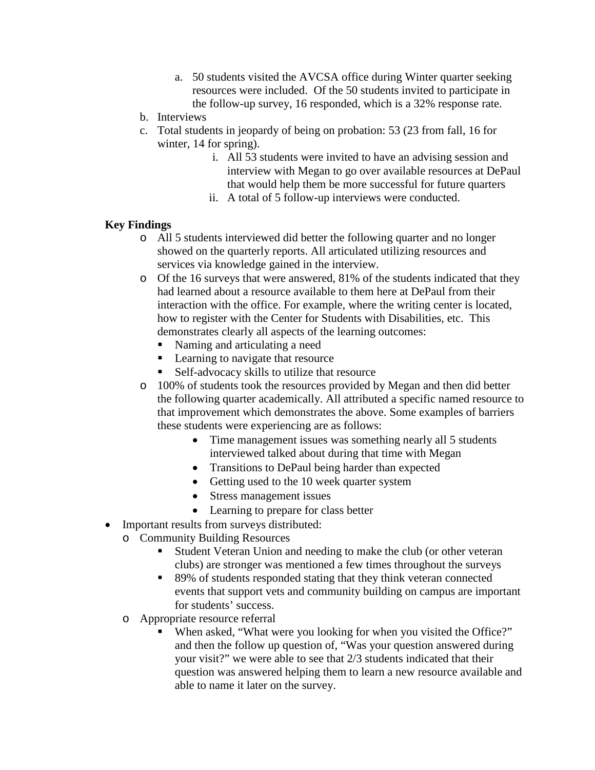a. 50 students visited the AVCSA office during Winter quarter seeking resources were included. Of the 50 students invited to participate in the follow-up survey, 16 responded, which is a 32% response rate.
  b. Interviews
  c. Total students in jeopardy of being on probation: 53 (23 from fall, 16 for winter, 14 for spring).
      i. All 53 students were invited to have an advising session and interview with Megan to go over available resources at DePaul that would help them be more successful for future quarters
      ii. A total of 5 follow-up interviews were conducted.

**Key Findings**

- All 5 students interviewed did better the following quarter and no longer showed on the quarterly reports. All articulated utilizing resources and services via knowledge gained in the interview.
- Of the 16 surveys that were answered, 81% of the students indicated that they had learned about a resource available to them here at DePaul from their interaction with the office. For example, where the writing center is located, how to register with the Center for Students with Disabilities, etc. This demonstrates clearly all aspects of the learning outcomes:
  - Naming and articulating a need
  - Learning to navigate that resource
  - Self-advocacy skills to utilize that resource
- 100% of students took the resources provided by Megan and then did better the following quarter academically. All attributed a specific named resource to that improvement which demonstrates the above. Some examples of barriers these students were experiencing are as follows:
  - Time management issues was something nearly all 5 students interviewed talked about during that time with Megan
  - Transitions to DePaul being harder than expected
  - Getting used to the 10 week quarter system
  - Stress management issues
  - Learning to prepare for class better

- Important results from surveys distributed:
  - Community Building Resources
    - Student Veteran Union and needing to make the club (or other veteran clubs) are stronger was mentioned a few times throughout the surveys
    - 89% of students responded stating that they think veteran connected events that support vets and community building on campus are important for students' success.
  - Appropriate resource referral
    - When asked, "What were you looking for when you visited the Office?" and then the follow up question of, "Was your question answered during your visit?" we were able to see that 2/3 students indicated that their question was answered helping them to learn a new resource available and able to name it later on the survey.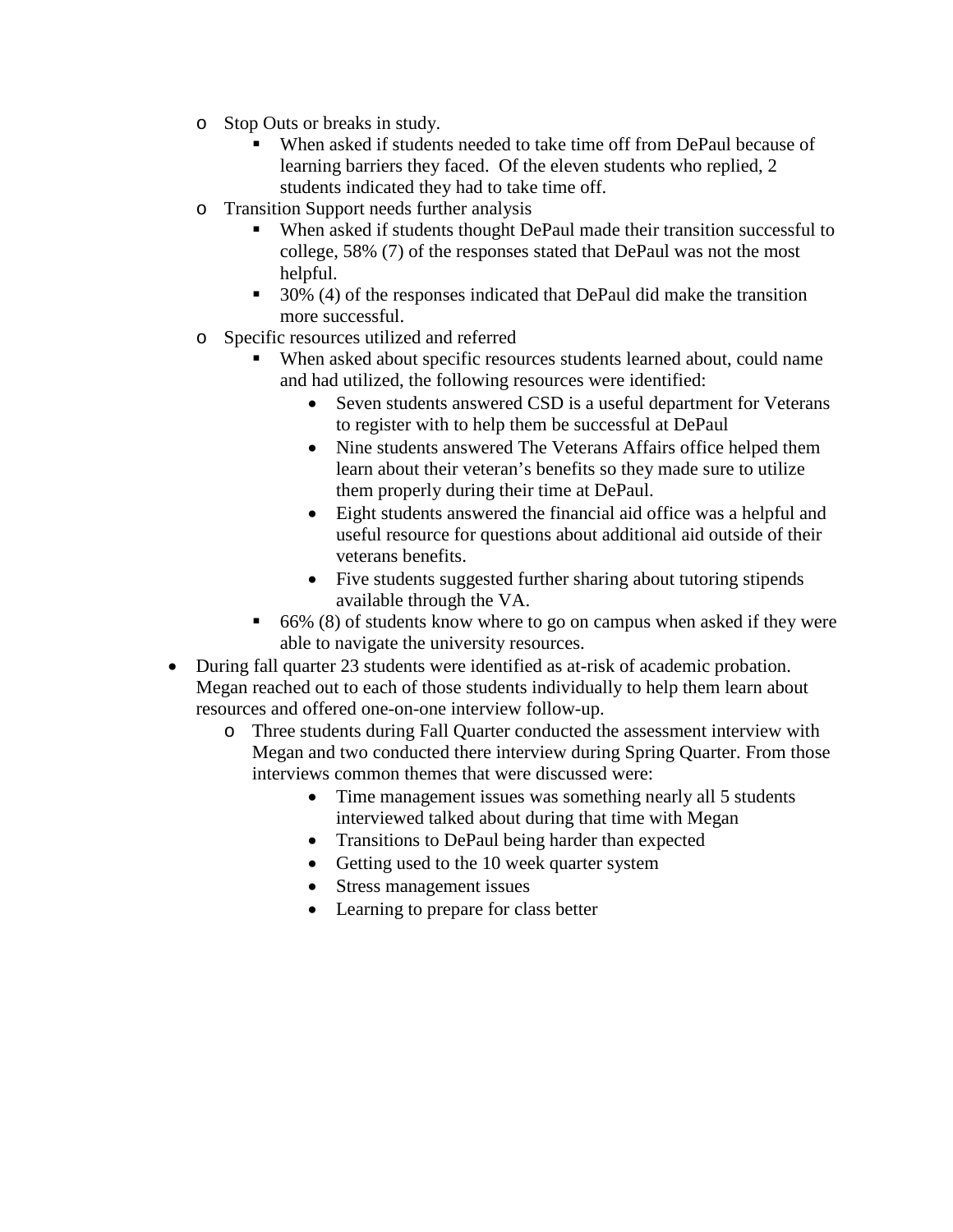- Stop Outs or breaks in study.
  - When asked if students needed to take time off from DePaul because of learning barriers they faced. Of the eleven students who replied, 2 students indicated they had to take time off.
- Transition Support needs further analysis
  - When asked if students thought DePaul made their transition successful to college, 58% (7) of the responses stated that DePaul was not the most helpful.
  - 30% (4) of the responses indicated that DePaul did make the transition more successful.
- Specific resources utilized and referred
  - When asked about specific resources students learned about, could name and had utilized, the following resources were identified:
    - Seven students answered CSD is a useful department for Veterans to register with to help them be successful at DePaul
    - Nine students answered The Veterans Affairs office helped them learn about their veteran's benefits so they made sure to utilize them properly during their time at DePaul.
    - Eight students answered the financial aid office was a helpful and useful resource for questions about additional aid outside of their veterans benefits.
    - Five students suggested further sharing about tutoring stipends available through the VA.
  - 66% (8) of students know where to go on campus when asked if they were able to navigate the university resources.

- During fall quarter 23 students were identified as at-risk of academic probation. Megan reached out to each of those students individually to help them learn about resources and offered one-on-one interview follow-up.
  - Three students during Fall Quarter conducted the assessment interview with Megan and two conducted there interview during Spring Quarter. From those interviews common themes that were discussed were:
    - Time management issues was something nearly all 5 students interviewed talked about during that time with Megan
    - Transitions to DePaul being harder than expected
    - Getting used to the 10 week quarter system
    - Stress management issues
    - Learning to prepare for class better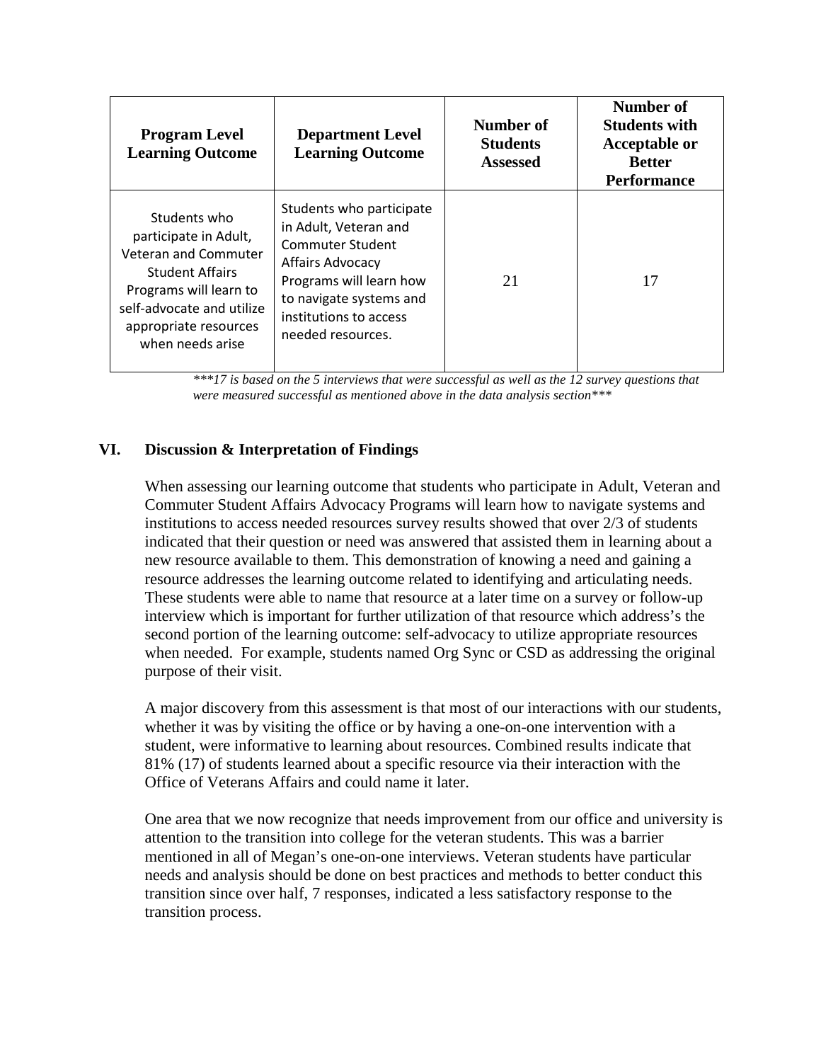| Program Level Learning Outcome | Department Level Learning Outcome | Number of Students Assessed | Number of Students with Acceptable or Better Performance |
|---|---|---|---|
| Students who participate in Adult, Veteran and Commuter Student Affairs Programs will learn to self-advocate and utilize appropriate resources when needs arise | Students who participate in Adult, Veteran and Commuter Student Affairs Advocacy Programs will learn how to navigate systems and institutions to access needed resources. | 21 | 17 |

****17 is based on the 5 interviews that were successful as well as the 12 survey questions that were measured successful as mentioned above in the data analysis section****

## VI. Discussion & Interpretation of Findings

When assessing our learning outcome that students who participate in Adult, Veteran and Commuter Student Affairs Advocacy Programs will learn how to navigate systems and institutions to access needed resources survey results showed that over 2/3 of students indicated that their question or need was answered that assisted them in learning about a new resource available to them. This demonstration of knowing a need and gaining a resource addresses the learning outcome related to identifying and articulating needs. These students were able to name that resource at a later time on a survey or follow-up interview which is important for further utilization of that resource which address's the second portion of the learning outcome: self-advocacy to utilize appropriate resources when needed. For example, students named Org Sync or CSD as addressing the original purpose of their visit.

A major discovery from this assessment is that most of our interactions with our students, whether it was by visiting the office or by having a one-on-one intervention with a student, were informative to learning about resources. Combined results indicate that 81% (17) of students learned about a specific resource via their interaction with the Office of Veterans Affairs and could name it later.

One area that we now recognize that needs improvement from our office and university is attention to the transition into college for the veteran students. This was a barrier mentioned in all of Megan's one-on-one interviews. Veteran students have particular needs and analysis should be done on best practices and methods to better conduct this transition since over half, 7 responses, indicated a less satisfactory response to the transition process.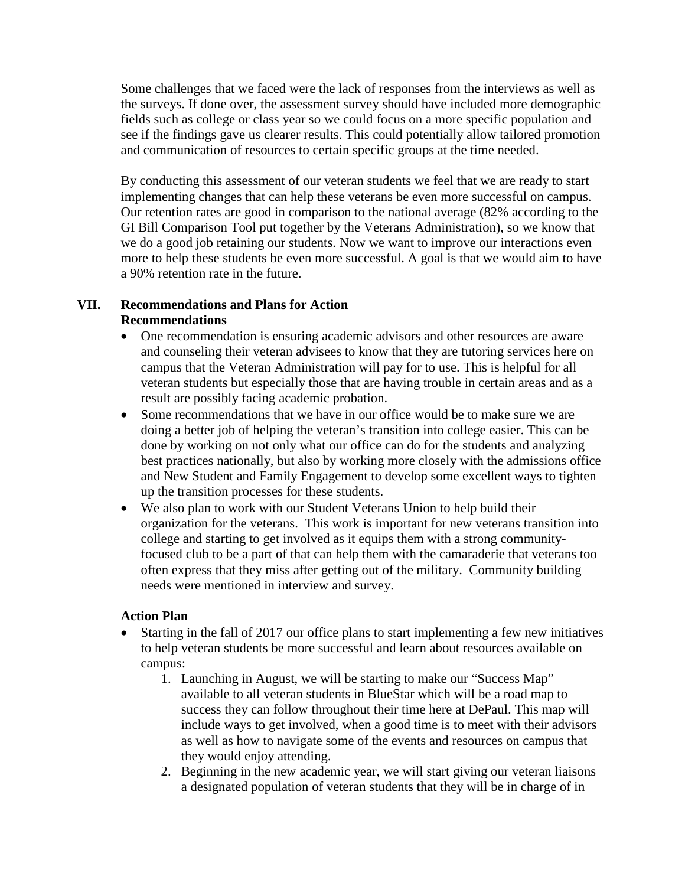Some challenges that we faced were the lack of responses from the interviews as well as the surveys. If done over, the assessment survey should have included more demographic fields such as college or class year so we could focus on a more specific population and see if the findings gave us clearer results. This could potentially allow tailored promotion and communication of resources to certain specific groups at the time needed.

By conducting this assessment of our veteran students we feel that we are ready to start implementing changes that can help these veterans be even more successful on campus. Our retention rates are good in comparison to the national average (82% according to the GI Bill Comparison Tool put together by the Veterans Administration), so we know that we do a good job retaining our students. Now we want to improve our interactions even more to help these students be even more successful. A goal is that we would aim to have a 90% retention rate in the future.

## VII. Recommendations and Plans for Action

### Recommendations

- One recommendation is ensuring academic advisors and other resources are aware and counseling their veteran advisees to know that they are tutoring services here on campus that the Veteran Administration will pay for to use. This is helpful for all veteran students but especially those that are having trouble in certain areas and as a result are possibly facing academic probation.
- Some recommendations that we have in our office would be to make sure we are doing a better job of helping the veteran's transition into college easier. This can be done by working on not only what our office can do for the students and analyzing best practices nationally, but also by working more closely with the admissions office and New Student and Family Engagement to develop some excellent ways to tighten up the transition processes for these students.
- We also plan to work with our Student Veterans Union to help build their organization for the veterans. This work is important for new veterans transition into college and starting to get involved as it equips them with a strong community-focused club to be a part of that can help them with the camaraderie that veterans too often express that they miss after getting out of the military. Community building needs were mentioned in interview and survey.

### Action Plan

- Starting in the fall of 2017 our office plans to start implementing a few new initiatives to help veteran students be more successful and learn about resources available on campus:
    1. Launching in August, we will be starting to make our "Success Map" available to all veteran students in BlueStar which will be a road map to success they can follow throughout their time here at DePaul. This map will include ways to get involved, when a good time is to meet with their advisors as well as how to navigate some of the events and resources on campus that they would enjoy attending.
    2. Beginning in the new academic year, we will start giving our veteran liaisons a designated population of veteran students that they will be in charge of in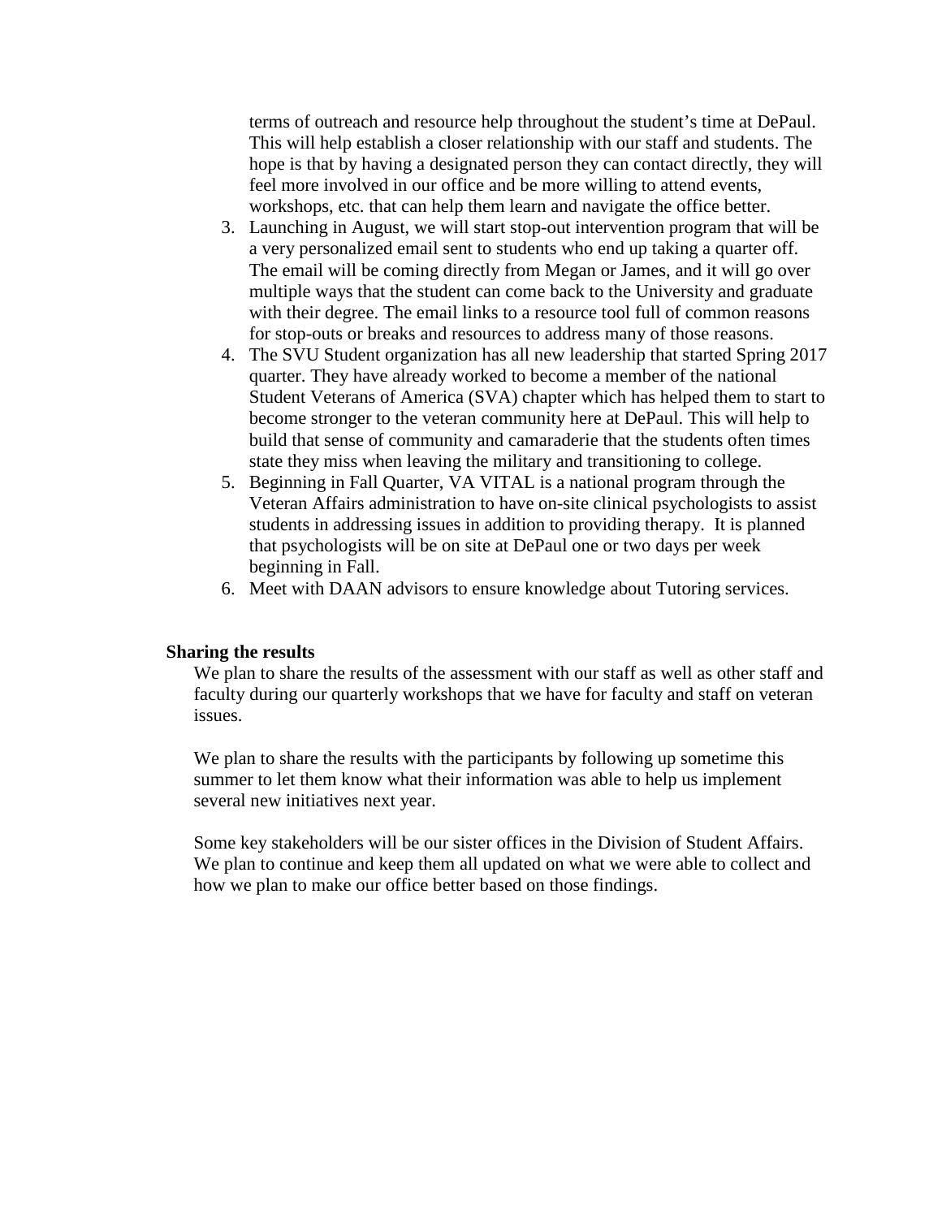terms of outreach and resource help throughout the student's time at DePaul. This will help establish a closer relationship with our staff and students. The hope is that by having a designated person they can contact directly, they will feel more involved in our office and be more willing to attend events, workshops, etc. that can help them learn and navigate the office better.

3. Launching in August, we will start stop-out intervention program that will be a very personalized email sent to students who end up taking a quarter off. The email will be coming directly from Megan or James, and it will go over multiple ways that the student can come back to the University and graduate with their degree. The email links to a resource tool full of common reasons for stop-outs or breaks and resources to address many of those reasons.
4. The SVU Student organization has all new leadership that started Spring 2017 quarter. They have already worked to become a member of the national Student Veterans of America (SVA) chapter which has helped them to start to become stronger to the veteran community here at DePaul. This will help to build that sense of community and camaraderie that the students often times state they miss when leaving the military and transitioning to college.
5. Beginning in Fall Quarter, VA VITAL is a national program through the Veteran Affairs administration to have on-site clinical psychologists to assist students in addressing issues in addition to providing therapy. It is planned that psychologists will be on site at DePaul one or two days per week beginning in Fall.
6. Meet with DAAN advisors to ensure knowledge about Tutoring services.

**Sharing the results**

We plan to share the results of the assessment with our staff as well as other staff and faculty during our quarterly workshops that we have for faculty and staff on veteran issues.

We plan to share the results with the participants by following up sometime this summer to let them know what their information was able to help us implement several new initiatives next year.

Some key stakeholders will be our sister offices in the Division of Student Affairs. We plan to continue and keep them all updated on what we were able to collect and how we plan to make our office better based on those findings.